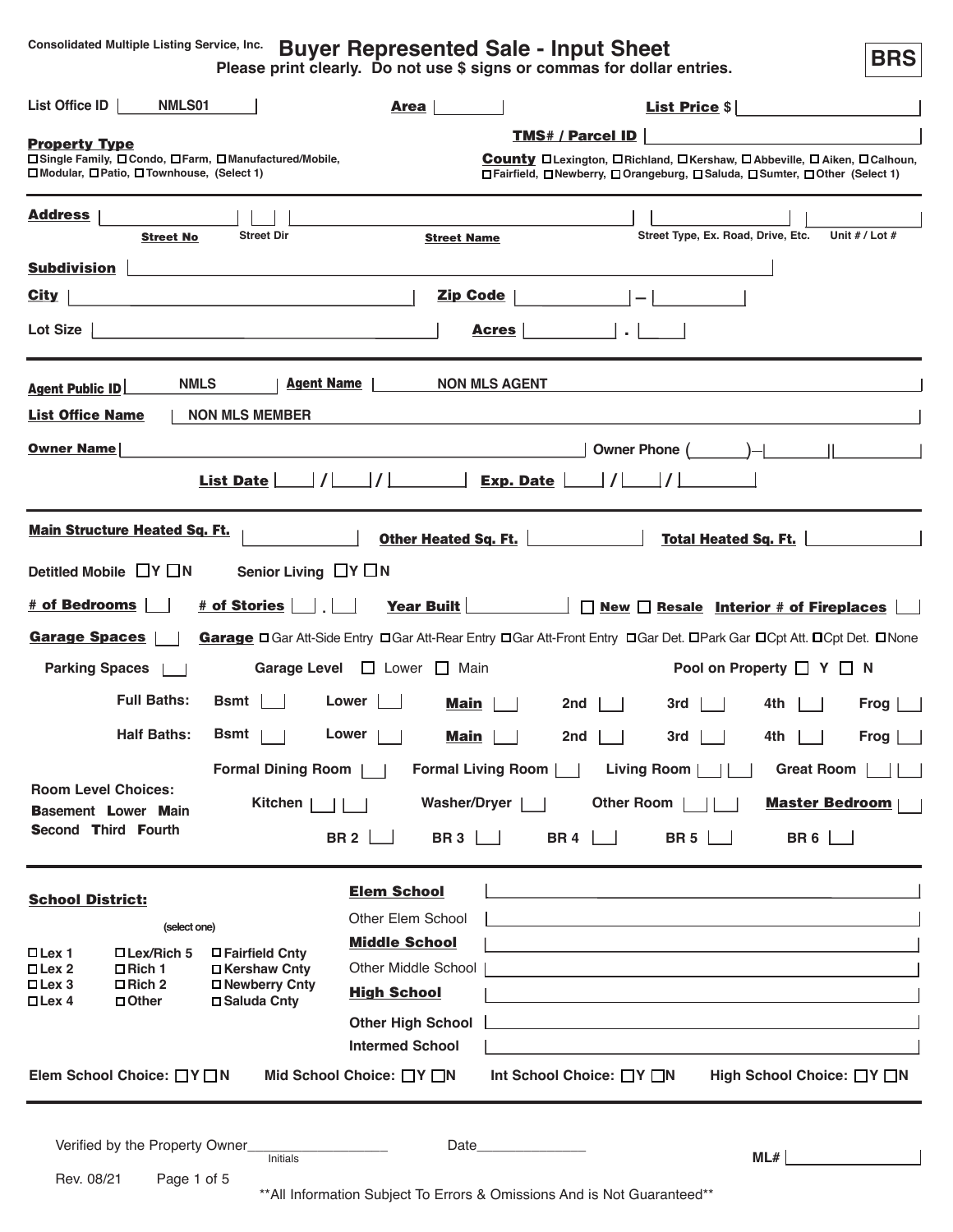Consolidated Multiple Listing Service, Inc.

# Buyer Represented Sale - Input Sheet

**BRS**

**Please print clearly. Do not use $ signs or commas for dollar entries.**

**List Office ID** NMLS01 **Area** ______ **List Price** $ ______

**TMS# / Parcel ID** ______

**Property Type**
☐ Single Family, ☐ Condo, ☐ Farm, ☐ Manufactured/Mobile, ☐ Modular, ☐ Patio, ☐ Townhouse, (Select 1)

**County** ☐ Lexington, ☐ Richland, ☐ Kershaw, ☐ Abbeville, ☐ Aiken, ☐ Calhoun, ☐ Fairfield, ☐ Newberry, ☐ Orangeburg, ☐ Saluda, ☐ Sumter, ☐ Other (Select 1)

---

**Address** ______ (**Street No**) ______ (Street Dir) ______ (**Street Name**) ______ (Street Type, Ex. Road, Drive, Etc.) ______ (Unit # / Lot #)

**Subdivision** ______

**City** ______ **Zip Code** ______ – ______

Lot Size ______ **Acres** ______ . ______

---

**Agent Public ID** NMLS **Agent Name** NON MLS AGENT

**List Office Name** NON MLS MEMBER

**Owner Name** ______ Owner Phone ( ______ )– ______ | ______

**List Date** ___ / ___ / ______ **Exp. Date** ___ / ___ / ______

---

**Main Structure Heated Sq. Ft.** ______ **Other Heated Sq. Ft.** ______ **Total Heated Sq. Ft.** ______

Detitled Mobile ☐ Y ☐ N Senior Living ☐ Y ☐ N

**# of Bedrooms** ___ **# of Stories** ___ . ___ **Year Built** ______ ☐ **New** ☐ **Resale** **Interior # of Fireplaces** ___

**Garage Spaces** ___ **Garage** ☐ Gar Att-Side Entry ☐ Gar Att-Rear Entry ☐ Gar Att-Front Entry ☐ Gar Det. ☐ Park Gar ☐ Cpt Att. ☐ Cpt Det. ☐ None

Parking Spaces ___ Garage Level ☐ Lower ☐ Main Pool on Property ☐ Y ☐ N

| | Bsmt | Lower | **Main** | 2nd | 3rd | 4th | Frog |
|---|---|---|---|---|---|---|---|
| Full Baths: | | | | | | | |
| Half Baths: | | | | | | | |

Formal Dining Room ___ Formal Living Room ___ Living Room ___ ___ Great Room ___ ___

Kitchen ___ ___ Washer/Dryer ___ Other Room ___ ___ **Master Bedroom** ___

BR 2 ___ BR 3 ___ BR 4 ___ BR 5 ___ BR 6 ___

Room Level Choices: **B**asement **L**ower **M**ain **S**econd **T**hird **F**ourth

---

**School District:**
(select one)

☐ Lex 1 ☐ Lex/Rich 5 ☐ Fairfield Cnty
☐ Lex 2 ☐ Rich 1 ☐ Kershaw Cnty
☐ Lex 3 ☐ Rich 2 ☐ Newberry Cnty
☐ Lex 4 ☐ Other ☐ Saluda Cnty

**Elem School** ______
Other Elem School ______
**Middle School** ______
Other Middle School ______
**High School** ______
Other High School ______
Intermed School ______

Elem School Choice: ☐ Y ☐ N Mid School Choice: ☐ Y ☐ N Int School Choice: ☐ Y ☐ N High School Choice: ☐ Y ☐ N

---

Verified by the Property Owner______ (Initials) Date______ **ML#** ______

Rev. 08/21

**All Information Subject To Errors & Omissions And is Not Guaranteed**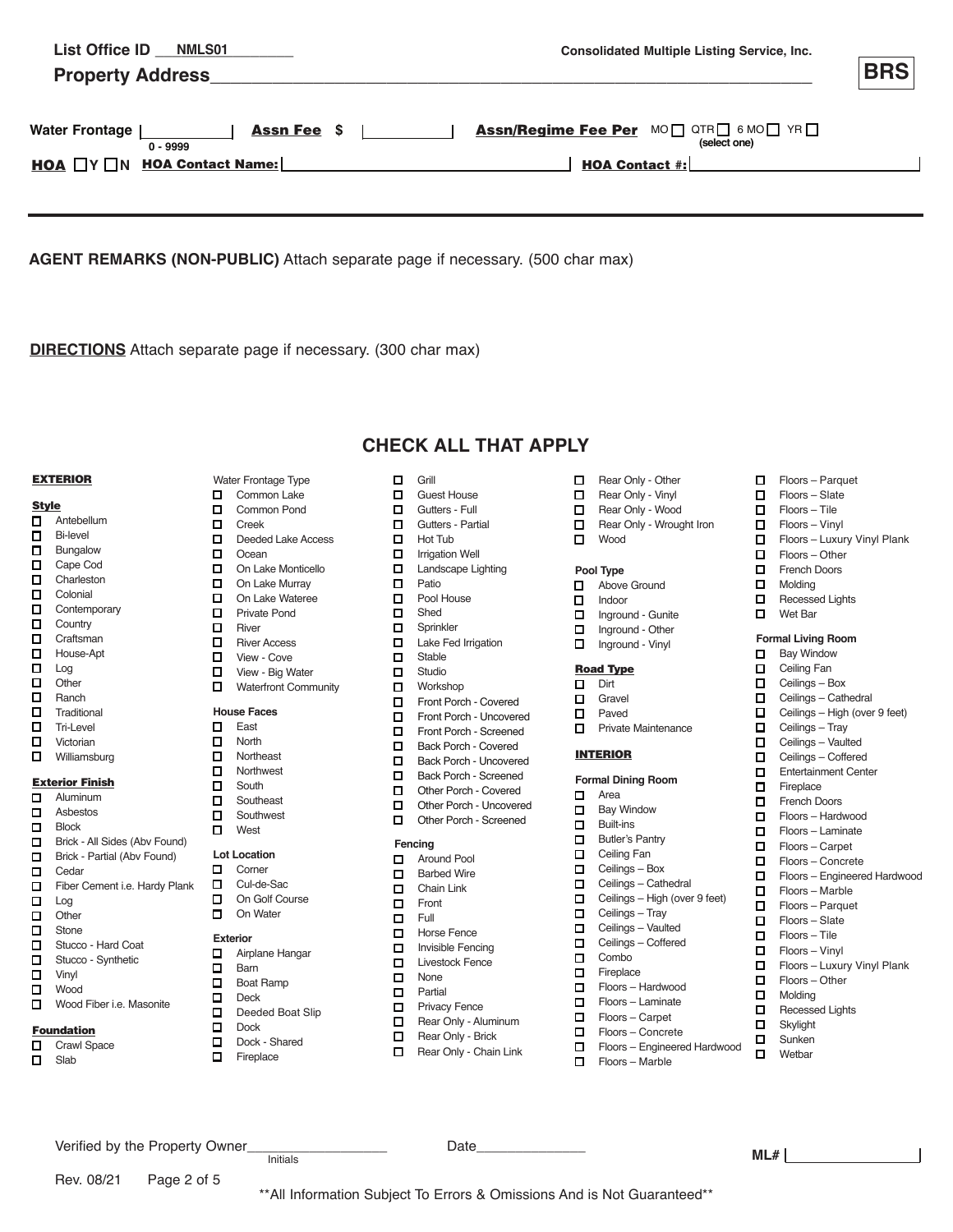**List Office ID** NMLS01

**Consolidated Multiple Listing Service, Inc.**

**Property Address**________________________________________

**BRS**

**Water Frontage** ______ (0 - 9999) **Assn Fee $** ______ **Assn/Regime Fee Per** MO ☐ QTR ☐ 6 MO ☐ YR ☐ (select one)

**HOA** ☐Y ☐N **HOA Contact Name:** ______ **HOA Contact #:** ______

**AGENT REMARKS (NON-PUBLIC)** Attach separate page if necessary. (500 char max)

**DIRECTIONS** Attach separate page if necessary. (300 char max)

## CHECK ALL THAT APPLY

### EXTERIOR

**Style**
- ☐ Antebellum
- ☐ Bi-level
- ☐ Bungalow
- ☐ Cape Cod
- ☐ Charleston
- ☐ Colonial
- ☐ Contemporary
- ☐ Country
- ☐ Craftsman
- ☐ House-Apt
- ☐ Log
- ☐ Other
- ☐ Ranch
- ☐ Traditional
- ☐ Tri-Level
- ☐ Victorian
- ☐ Williamsburg

**Exterior Finish**
- ☐ Aluminum
- ☐ Asbestos
- ☐ Block
- ☐ Brick - All Sides (Abv Found)
- ☐ Brick - Partial (Abv Found)
- ☐ Cedar
- ☐ Fiber Cement i.e. Hardy Plank
- ☐ Log
- ☐ Other
- ☐ Stone
- ☐ Stucco - Hard Coat
- ☐ Stucco - Synthetic
- ☐ Vinyl
- ☐ Wood
- ☐ Wood Fiber i.e. Masonite

**Foundation**
- ☐ Crawl Space
- ☐ Slab

**Water Frontage Type**
- ☐ Common Lake
- ☐ Common Pond
- ☐ Creek
- ☐ Deeded Lake Access
- ☐ Ocean
- ☐ On Lake Monticello
- ☐ On Lake Murray
- ☐ On Lake Wateree
- ☐ Private Pond
- ☐ River
- ☐ River Access
- ☐ View - Cove
- ☐ View - Big Water
- ☐ Waterfront Community

**House Faces**
- ☐ East
- ☐ North
- ☐ Northeast
- ☐ Northwest
- ☐ South
- ☐ Southeast
- ☐ Southwest
- ☐ West

**Lot Location**
- ☐ Corner
- ☐ Cul-de-Sac
- ☐ On Golf Course
- ☐ On Water

**Exterior**
- ☐ Airplane Hangar
- ☐ Barn
- ☐ Boat Ramp
- ☐ Deck
- ☐ Deeded Boat Slip
- ☐ Dock
- ☐ Dock - Shared
- ☐ Fireplace
- ☐ Grill
- ☐ Guest House
- ☐ Gutters - Full
- ☐ Gutters - Partial
- ☐ Hot Tub
- ☐ Irrigation Well
- ☐ Landscape Lighting
- ☐ Patio
- ☐ Pool House
- ☐ Shed
- ☐ Sprinkler
- ☐ Lake Fed Irrigation
- ☐ Stable
- ☐ Studio
- ☐ Workshop
- ☐ Front Porch - Covered
- ☐ Front Porch - Uncovered
- ☐ Front Porch - Screened
- ☐ Back Porch - Covered
- ☐ Back Porch - Uncovered
- ☐ Back Porch - Screened
- ☐ Other Porch - Covered
- ☐ Other Porch - Uncovered
- ☐ Other Porch - Screened

**Fencing**
- ☐ Around Pool
- ☐ Barbed Wire
- ☐ Chain Link
- ☐ Front
- ☐ Full
- ☐ Horse Fence
- ☐ Invisible Fencing
- ☐ Livestock Fence
- ☐ None
- ☐ Partial
- ☐ Privacy Fence
- ☐ Rear Only - Aluminum
- ☐ Rear Only - Brick
- ☐ Rear Only - Chain Link
- ☐ Rear Only - Other
- ☐ Rear Only - Vinyl
- ☐ Rear Only - Wood
- ☐ Rear Only - Wrought Iron
- ☐ Wood

**Pool Type**
- ☐ Above Ground
- ☐ Indoor
- ☐ Inground - Gunite
- ☐ Inground - Other
- ☐ Inground - Vinyl

**Road Type**
- ☐ Dirt
- ☐ Gravel
- ☐ Paved
- ☐ Private Maintenance

### INTERIOR

**Formal Dining Room**
- ☐ Area
- ☐ Bay Window
- ☐ Built-ins
- ☐ Butler's Pantry
- ☐ Ceiling Fan
- ☐ Ceilings – Box
- ☐ Ceilings – Cathedral
- ☐ Ceilings – High (over 9 feet)
- ☐ Ceilings – Tray
- ☐ Ceilings – Vaulted
- ☐ Ceilings – Coffered
- ☐ Combo
- ☐ Fireplace
- ☐ Floors – Hardwood
- ☐ Floors – Laminate
- ☐ Floors – Carpet
- ☐ Floors – Concrete
- ☐ Floors – Engineered Hardwood
- ☐ Floors – Marble
- ☐ Floors – Parquet
- ☐ Floors – Slate
- ☐ Floors – Tile
- ☐ Floors – Vinyl
- ☐ Floors – Luxury Vinyl Plank
- ☐ Floors – Other
- ☐ French Doors
- ☐ Molding
- ☐ Recessed Lights
- ☐ Wet Bar

**Formal Living Room**
- ☐ Bay Window
- ☐ Ceiling Fan
- ☐ Ceilings – Box
- ☐ Ceilings – Cathedral
- ☐ Ceilings – High (over 9 feet)
- ☐ Ceilings – Tray
- ☐ Ceilings – Vaulted
- ☐ Ceilings – Coffered
- ☐ Entertainment Center
- ☐ Fireplace
- ☐ French Doors
- ☐ Floors – Hardwood
- ☐ Floors – Laminate
- ☐ Floors – Carpet
- ☐ Floors – Concrete
- ☐ Floors – Engineered Hardwood
- ☐ Floors – Marble
- ☐ Floors – Parquet
- ☐ Floors – Slate
- ☐ Floors – Tile
- ☐ Floors – Vinyl
- ☐ Floors – Luxury Vinyl Plank
- ☐ Floors – Other
- ☐ Molding
- ☐ Recessed Lights
- ☐ Skylight
- ☐ Sunken
- ☐ Wetbar

Verified by the Property Owner__________ (Initials) Date__________ **ML#** ______

Rev. 08/21

**All Information Subject To Errors & Omissions And is Not Guaranteed**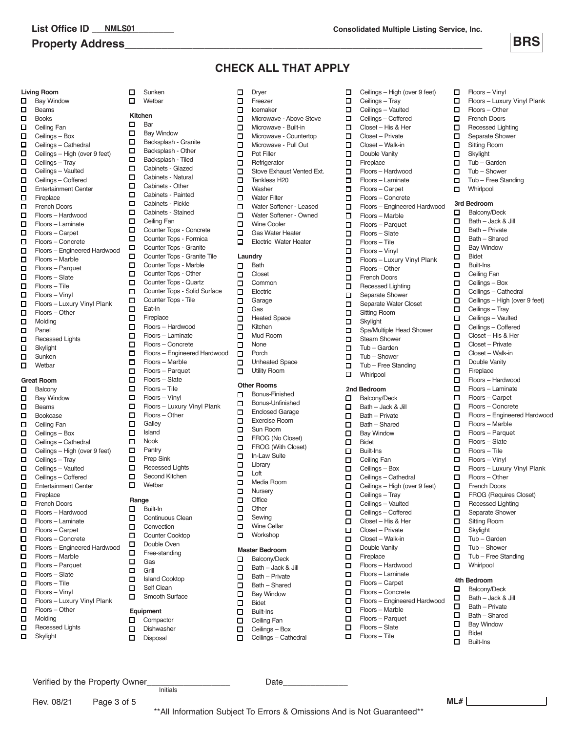**List Office ID** NMLS01

**Consolidated Multiple Listing Service, Inc.**

**Property Address**\_\_\_\_\_\_\_\_\_\_\_\_\_\_\_\_\_\_\_\_\_\_\_\_\_\_\_\_\_\_\_\_\_\_\_\_\_\_\_\_

**BRS**

## CHECK ALL THAT APPLY

### Living Room
- ☐ Bay Window
- ☐ Beams
- ☐ Books
- ☐ Ceiling Fan
- ☐ Ceilings – Box
- ☐ Ceilings – Cathedral
- ☐ Ceilings – High (over 9 feet)
- ☐ Ceilings – Tray
- ☐ Ceilings – Vaulted
- ☐ Ceilings – Coffered
- ☐ Entertainment Center
- ☐ Fireplace
- ☐ French Doors
- ☐ Floors – Hardwood
- ☐ Floors – Laminate
- ☐ Floors – Carpet
- ☐ Floors – Concrete
- ☐ Floors – Engineered Hardwood
- ☐ Floors – Marble
- ☐ Floors – Parquet
- ☐ Floors – Slate
- ☐ Floors – Tile
- ☐ Floors – Vinyl
- ☐ Floors – Luxury Vinyl Plank
- ☐ Floors – Other
- ☐ Molding
- ☐ Panel
- ☐ Recessed Lights
- ☐ Skylight
- ☐ Sunken
- ☐ Wetbar

### Great Room
- ☐ Balcony
- ☐ Bay Window
- ☐ Beams
- ☐ Bookcase
- ☐ Ceiling Fan
- ☐ Ceilings – Box
- ☐ Ceilings – Cathedral
- ☐ Ceilings – High (over 9 feet)
- ☐ Ceilings – Tray
- ☐ Ceilings – Vaulted
- ☐ Ceilings – Coffered
- ☐ Entertainment Center
- ☐ Fireplace
- ☐ French Doors
- ☐ Floors – Hardwood
- ☐ Floors – Laminate
- ☐ Floors – Carpet
- ☐ Floors – Concrete
- ☐ Floors – Engineered Hardwood
- ☐ Floors – Marble
- ☐ Floors – Parquet
- ☐ Floors – Slate
- ☐ Floors – Tile
- ☐ Floors – Vinyl
- ☐ Floors – Luxury Vinyl Plank
- ☐ Floors – Other
- ☐ Molding
- ☐ Recessed Lights
- ☐ Skylight
- ☐ Sunken
- ☐ Wetbar

### Kitchen
- ☐ Bar
- ☐ Bay Window
- ☐ Backsplash - Granite
- ☐ Backsplash - Other
- ☐ Backsplash - Tiled
- ☐ Cabinets - Glazed
- ☐ Cabinets - Natural
- ☐ Cabinets - Other
- ☐ Cabinets - Painted
- ☐ Cabinets - Pickle
- ☐ Cabinets - Stained
- ☐ Ceiling Fan
- ☐ Counter Tops - Concrete
- ☐ Counter Tops - Formica
- ☐ Counter Tops - Granite
- ☐ Counter Tops - Granite Tile
- ☐ Counter Tops - Marble
- ☐ Counter Tops - Other
- ☐ Counter Tops - Quartz
- ☐ Counter Tops - Solid Surface
- ☐ Counter Tops - Tile
- ☐ Eat-In
- ☐ Fireplace
- ☐ Floors – Hardwood
- ☐ Floors – Laminate
- ☐ Floors – Concrete
- ☐ Floors – Engineered Hardwood
- ☐ Floors – Marble
- ☐ Floors – Parquet
- ☐ Floors – Slate
- ☐ Floors – Tile
- ☐ Floors – Vinyl
- ☐ Floors – Luxury Vinyl Plank
- ☐ Floors – Other
- ☐ Galley
- ☐ Island
- ☐ Nook
- ☐ Pantry
- ☐ Prep Sink
- ☐ Recessed Lights
- ☐ Second Kitchen
- ☐ Wetbar

### Range
- ☐ Built-In
- ☐ Continuous Clean
- ☐ Convection
- ☐ Counter Cooktop
- ☐ Double Oven
- ☐ Free-standing
- ☐ Gas
- ☐ Grill
- ☐ Island Cooktop
- ☐ Self Clean
- ☐ Smooth Surface

### Equipment
- ☐ Compactor
- ☐ Dishwasher
- ☐ Disposal
- ☐ Dryer
- ☐ Freezer
- ☐ Icemaker
- ☐ Microwave - Above Stove
- ☐ Microwave - Built-in
- ☐ Microwave - Countertop
- ☐ Microwave - Pull Out
- ☐ Pot Filler
- ☐ Refrigerator
- ☐ Stove Exhaust Vented Ext.
- ☐ Tankless H20
- ☐ Washer
- ☐ Water Filter
- ☐ Water Softener - Leased
- ☐ Water Softener - Owned
- ☐ Wine Cooler
- ☐ Gas Water Heater
- ☐ Electric Water Heater

### Laundry
- ☐ Bath
- ☐ Closet
- ☐ Common
- ☐ Electric
- ☐ Garage
- ☐ Gas
- ☐ Heated Space
- ☐ Kitchen
- ☐ Mud Room
- ☐ None
- ☐ Porch
- ☐ Unheated Space
- ☐ Utility Room

### Other Rooms
- ☐ Bonus-Finished
- ☐ Bonus-Unfinished
- ☐ Enclosed Garage
- ☐ Exercise Room
- ☐ Sun Room
- ☐ FROG (No Closet)
- ☐ FROG (With Closet)
- ☐ In-Law Suite
- ☐ Library
- ☐ Loft
- ☐ Media Room
- ☐ Nursery
- ☐ Office
- ☐ Other
- ☐ Sewing
- ☐ Wine Cellar
- ☐ Workshop

### Master Bedroom
- ☐ Balcony/Deck
- ☐ Bath – Jack & Jill
- ☐ Bath – Private
- ☐ Bath – Shared
- ☐ Bay Window
- ☐ Bidet
- ☐ Built-Ins
- ☐ Ceiling Fan
- ☐ Ceilings – Box
- ☐ Ceilings – Cathedral
- ☐ Ceilings – High (over 9 feet)
- ☐ Ceilings – Tray
- ☐ Ceilings – Vaulted
- ☐ Ceilings – Coffered
- ☐ Closet – His & Her
- ☐ Closet – Private
- ☐ Closet – Walk-in
- ☐ Double Vanity
- ☐ Fireplace
- ☐ Floors – Hardwood
- ☐ Floors – Laminate
- ☐ Floors – Carpet
- ☐ Floors – Concrete
- ☐ Floors – Engineered Hardwood
- ☐ Floors – Marble
- ☐ Floors – Parquet
- ☐ Floors – Slate
- ☐ Floors – Tile
- ☐ Floors – Vinyl
- ☐ Floors – Luxury Vinyl Plank
- ☐ Floors – Other
- ☐ French Doors
- ☐ Recessed Lighting
- ☐ Separate Shower
- ☐ Separate Water Closet
- ☐ Sitting Room
- ☐ Skylight
- ☐ Spa/Multiple Head Shower
- ☐ Steam Shower
- ☐ Tub – Garden
- ☐ Tub – Shower
- ☐ Tub – Free Standing
- ☐ Whirlpool

### 2nd Bedroom
- ☐ Balcony/Deck
- ☐ Bath – Jack & Jill
- ☐ Bath – Private
- ☐ Bath – Shared
- ☐ Bay Window
- ☐ Bidet
- ☐ Built-Ins
- ☐ Ceiling Fan
- ☐ Ceilings – Box
- ☐ Ceilings – Cathedral
- ☐ Ceilings – High (over 9 feet)
- ☐ Ceilings – Tray
- ☐ Ceilings – Vaulted
- ☐ Ceilings – Coffered
- ☐ Closet – His & Her
- ☐ Closet – Private
- ☐ Closet – Walk-in
- ☐ Double Vanity
- ☐ Fireplace
- ☐ Floors – Hardwood
- ☐ Floors – Laminate
- ☐ Floors – Carpet
- ☐ Floors – Concrete
- ☐ Floors – Engineered Hardwood
- ☐ Floors – Marble
- ☐ Floors – Parquet
- ☐ Floors – Slate
- ☐ Floors – Tile
- ☐ Floors – Vinyl
- ☐ Floors – Luxury Vinyl Plank
- ☐ Floors – Other
- ☐ French Doors
- ☐ Recessed Lighting
- ☐ Separate Shower
- ☐ Sitting Room
- ☐ Skylight
- ☐ Tub – Garden
- ☐ Tub – Shower
- ☐ Tub – Free Standing
- ☐ Whirlpool

### 3rd Bedroom
- ☐ Balcony/Deck
- ☐ Bath – Jack & Jill
- ☐ Bath – Private
- ☐ Bath – Shared
- ☐ Bay Window
- ☐ Bidet
- ☐ Built-Ins
- ☐ Ceiling Fan
- ☐ Ceilings – Box
- ☐ Ceilings – Cathedral
- ☐ Ceilings – High (over 9 feet)
- ☐ Ceilings – Tray
- ☐ Ceilings – Vaulted
- ☐ Ceilings – Coffered
- ☐ Closet – His & Her
- ☐ Closet – Private
- ☐ Closet – Walk-in
- ☐ Double Vanity
- ☐ Fireplace
- ☐ Floors – Hardwood
- ☐ Floors – Laminate
- ☐ Floors – Carpet
- ☐ Floors – Concrete
- ☐ Floors – Engineered Hardwood
- ☐ Floors – Marble
- ☐ Floors – Parquet
- ☐ Floors – Slate
- ☐ Floors – Tile
- ☐ Floors – Vinyl
- ☐ Floors – Luxury Vinyl Plank
- ☐ Floors – Other
- ☐ French Doors
- ☐ FROG (Requires Closet)
- ☐ Recessed Lighting
- ☐ Separate Shower
- ☐ Sitting Room
- ☐ Skylight
- ☐ Tub – Garden
- ☐ Tub – Shower
- ☐ Tub – Free Standing
- ☐ Whirlpool

### 4th Bedroom
- ☐ Balcony/Deck
- ☐ Bath – Jack & Jill
- ☐ Bath – Private
- ☐ Bath – Shared
- ☐ Bay Window
- ☐ Bidet
- ☐ Built-Ins

Verified by the Property Owner\_\_\_\_\_\_\_\_\_\_\_\_\_\_\_\_ Date\_\_\_\_\_\_\_\_\_\_\_\_\_\_
Initials

Rev. 08/21

**ML#** \_\_\_\_\_\_\_\_\_\_\_\_\_\_\_\_

\*\*All Information Subject To Errors & Omissions And is Not Guaranteed\*\*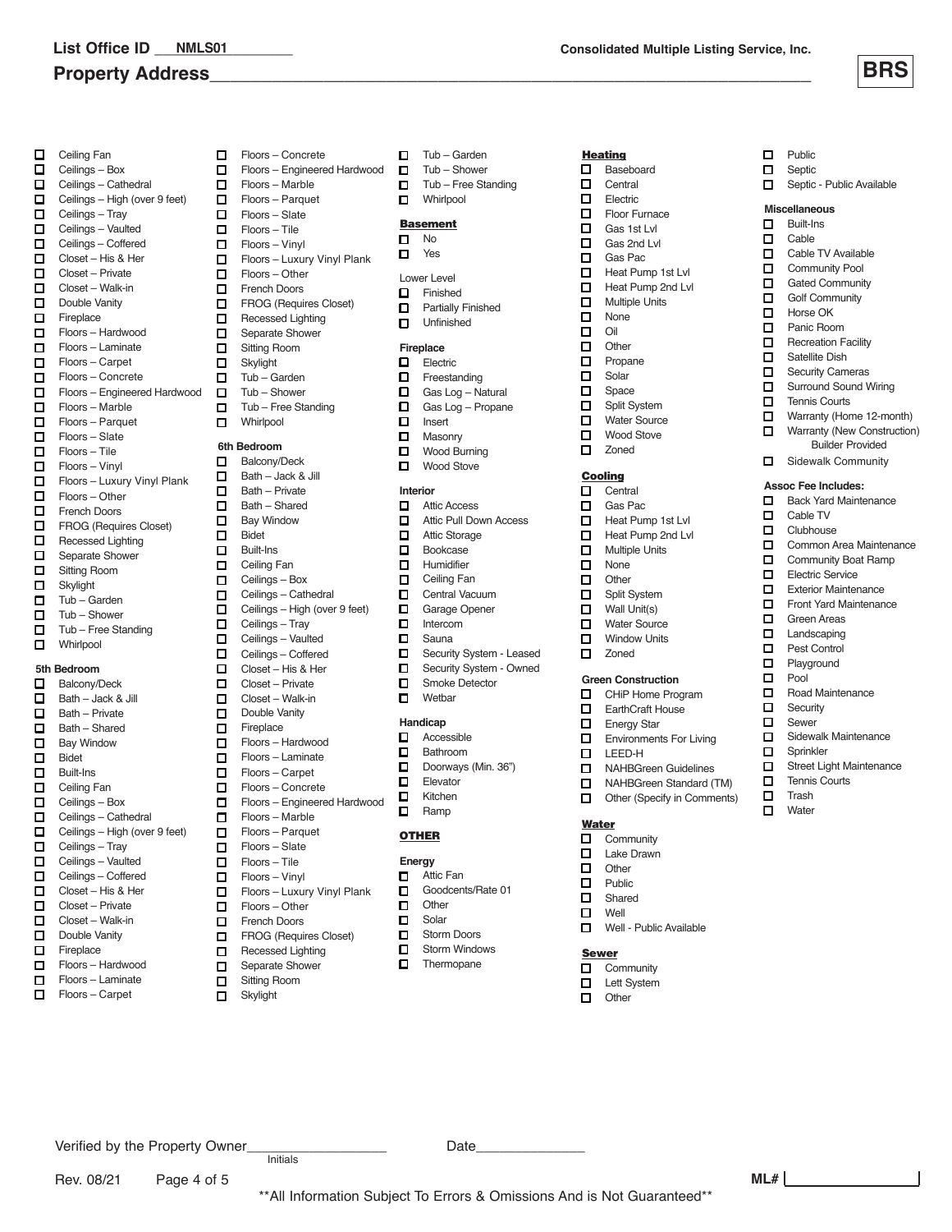List Office ID NMLS01

Consolidated Multiple Listing Service, Inc.

Property Address______________________________________________

**BRS**

- ☐ Ceiling Fan
- ☐ Ceilings – Box
- ☐ Ceilings – Cathedral
- ☐ Ceilings – High (over 9 feet)
- ☐ Ceilings – Tray
- ☐ Ceilings – Vaulted
- ☐ Ceilings – Coffered
- ☐ Closet – His & Her
- ☐ Closet – Private
- ☐ Closet – Walk-in
- ☐ Double Vanity
- ☐ Fireplace
- ☐ Floors – Hardwood
- ☐ Floors – Laminate
- ☐ Floors – Carpet
- ☐ Floors – Concrete
- ☐ Floors – Engineered Hardwood
- ☐ Floors – Marble
- ☐ Floors – Parquet
- ☐ Floors – Slate
- ☐ Floors – Tile
- ☐ Floors – Vinyl
- ☐ Floors – Luxury Vinyl Plank
- ☐ Floors – Other
- ☐ French Doors
- ☐ FROG (Requires Closet)
- ☐ Recessed Lighting
- ☐ Separate Shower
- ☐ Sitting Room
- ☐ Skylight
- ☐ Tub – Garden
- ☐ Tub – Shower
- ☐ Tub – Free Standing
- ☐ Whirlpool

**5th Bedroom**

- ☐ Balcony/Deck
- ☐ Bath – Jack & Jill
- ☐ Bath – Private
- ☐ Bath – Shared
- ☐ Bay Window
- ☐ Bidet
- ☐ Built-Ins
- ☐ Ceiling Fan
- ☐ Ceilings – Box
- ☐ Ceilings – Cathedral
- ☐ Ceilings – High (over 9 feet)
- ☐ Ceilings – Tray
- ☐ Ceilings – Vaulted
- ☐ Ceilings – Coffered
- ☐ Closet – His & Her
- ☐ Closet – Private
- ☐ Closet – Walk-in
- ☐ Double Vanity
- ☐ Fireplace
- ☐ Floors – Hardwood
- ☐ Floors – Laminate
- ☐ Floors – Carpet
- ☐ Floors – Concrete
- ☐ Floors – Engineered Hardwood
- ☐ Floors – Marble
- ☐ Floors – Parquet
- ☐ Floors – Slate
- ☐ Floors – Tile
- ☐ Floors – Vinyl
- ☐ Floors – Luxury Vinyl Plank
- ☐ Floors – Other
- ☐ French Doors
- ☐ FROG (Requires Closet)
- ☐ Recessed Lighting
- ☐ Separate Shower
- ☐ Sitting Room
- ☐ Skylight
- ☐ Tub – Garden
- ☐ Tub – Shower
- ☐ Tub – Free Standing
- ☐ Whirlpool

**6th Bedroom**

- ☐ Balcony/Deck
- ☐ Bath – Jack & Jill
- ☐ Bath – Private
- ☐ Bath – Shared
- ☐ Bay Window
- ☐ Bidet
- ☐ Built-Ins
- ☐ Ceiling Fan
- ☐ Ceilings – Box
- ☐ Ceilings – Cathedral
- ☐ Ceilings – High (over 9 feet)
- ☐ Ceilings – Tray
- ☐ Ceilings – Vaulted
- ☐ Ceilings – Coffered
- ☐ Closet – His & Her
- ☐ Closet – Private
- ☐ Closet – Walk-in
- ☐ Double Vanity
- ☐ Fireplace
- ☐ Floors – Hardwood
- ☐ Floors – Laminate
- ☐ Floors – Carpet
- ☐ Floors – Concrete
- ☐ Floors – Engineered Hardwood
- ☐ Floors – Marble
- ☐ Floors – Parquet
- ☐ Floors – Slate
- ☐ Floors – Tile
- ☐ Floors – Vinyl
- ☐ Floors – Luxury Vinyl Plank
- ☐ Floors – Other
- ☐ French Doors
- ☐ FROG (Requires Closet)
- ☐ Recessed Lighting
- ☐ Separate Shower
- ☐ Sitting Room
- ☐ Skylight

**Basement**

- ☐ No
- ☐ Yes

Lower Level

- ☐ Finished
- ☐ Partially Finished
- ☐ Unfinished

**Fireplace**

- ☐ Electric
- ☐ Freestanding
- ☐ Gas Log – Natural
- ☐ Gas Log – Propane
- ☐ Insert
- ☐ Masonry
- ☐ Wood Burning
- ☐ Wood Stove

**Interior**

- ☐ Attic Access
- ☐ Attic Pull Down Access
- ☐ Attic Storage
- ☐ Bookcase
- ☐ Humidifier
- ☐ Ceiling Fan
- ☐ Central Vacuum
- ☐ Garage Opener
- ☐ Intercom
- ☐ Sauna
- ☐ Security System - Leased
- ☐ Security System - Owned
- ☐ Smoke Detector
- ☐ Wetbar

**Handicap**

- ☐ Accessible
- ☐ Bathroom
- ☐ Doorways (Min. 36")
- ☐ Elevator
- ☐ Kitchen
- ☐ Ramp

**OTHER**

**Energy**

- ☐ Attic Fan
- ☐ Goodcents/Rate 01
- ☐ Other
- ☐ Solar
- ☐ Storm Doors
- ☐ Storm Windows
- ☐ Thermopane

**Heating**

- ☐ Baseboard
- ☐ Central
- ☐ Electric
- ☐ Floor Furnace
- ☐ Gas 1st Lvl
- ☐ Gas 2nd Lvl
- ☐ Gas Pac
- ☐ Heat Pump 1st Lvl
- ☐ Heat Pump 2nd Lvl
- ☐ Multiple Units
- ☐ None
- ☐ Oil
- ☐ Other
- ☐ Propane
- ☐ Solar
- ☐ Space
- ☐ Split System
- ☐ Water Source
- ☐ Wood Stove
- ☐ Zoned

**Cooling**

- ☐ Central
- ☐ Gas Pac
- ☐ Heat Pump 1st Lvl
- ☐ Heat Pump 2nd Lvl
- ☐ Multiple Units
- ☐ None
- ☐ Other
- ☐ Split System
- ☐ Wall Unit(s)
- ☐ Water Source
- ☐ Window Units
- ☐ Zoned

**Green Construction**

- ☐ CHiP Home Program
- ☐ EarthCraft House
- ☐ Energy Star
- ☐ Environments For Living
- ☐ LEED-H
- ☐ NAHBGreen Guidelines
- ☐ NAHBGreen Standard (TM)
- ☐ Other (Specify in Comments)

**Water**

- ☐ Community
- ☐ Lake Drawn
- ☐ Other
- ☐ Public
- ☐ Shared
- ☐ Well
- ☐ Well - Public Available

**Sewer**

- ☐ Community
- ☐ Lett System
- ☐ Other
- ☐ Public
- ☐ Septic
- ☐ Septic - Public Available

**Miscellaneous**

- ☐ Built-Ins
- ☐ Cable
- ☐ Cable TV Available
- ☐ Community Pool
- ☐ Gated Community
- ☐ Golf Community
- ☐ Horse OK
- ☐ Panic Room
- ☐ Recreation Facility
- ☐ Satellite Dish
- ☐ Security Cameras
- ☐ Surround Sound Wiring
- ☐ Tennis Courts
- ☐ Warranty (Home 12-month)
- ☐ Warranty (New Construction) Builder Provided
- ☐ Sidewalk Community

**Assoc Fee Includes:**

- ☐ Back Yard Maintenance
- ☐ Cable TV
- ☐ Clubhouse
- ☐ Common Area Maintenance
- ☐ Community Boat Ramp
- ☐ Electric Service
- ☐ Exterior Maintenance
- ☐ Front Yard Maintenance
- ☐ Green Areas
- ☐ Landscaping
- ☐ Pest Control
- ☐ Playground
- ☐ Pool
- ☐ Road Maintenance
- ☐ Security
- ☐ Sewer
- ☐ Sidewalk Maintenance
- ☐ Sprinkler
- ☐ Street Light Maintenance
- ☐ Tennis Courts
- ☐ Trash
- ☐ Water

Verified by the Property Owner__________________ Date______________
Initials

Rev. 08/21

ML# ________________

**All Information Subject To Errors & Omissions And is Not Guaranteed**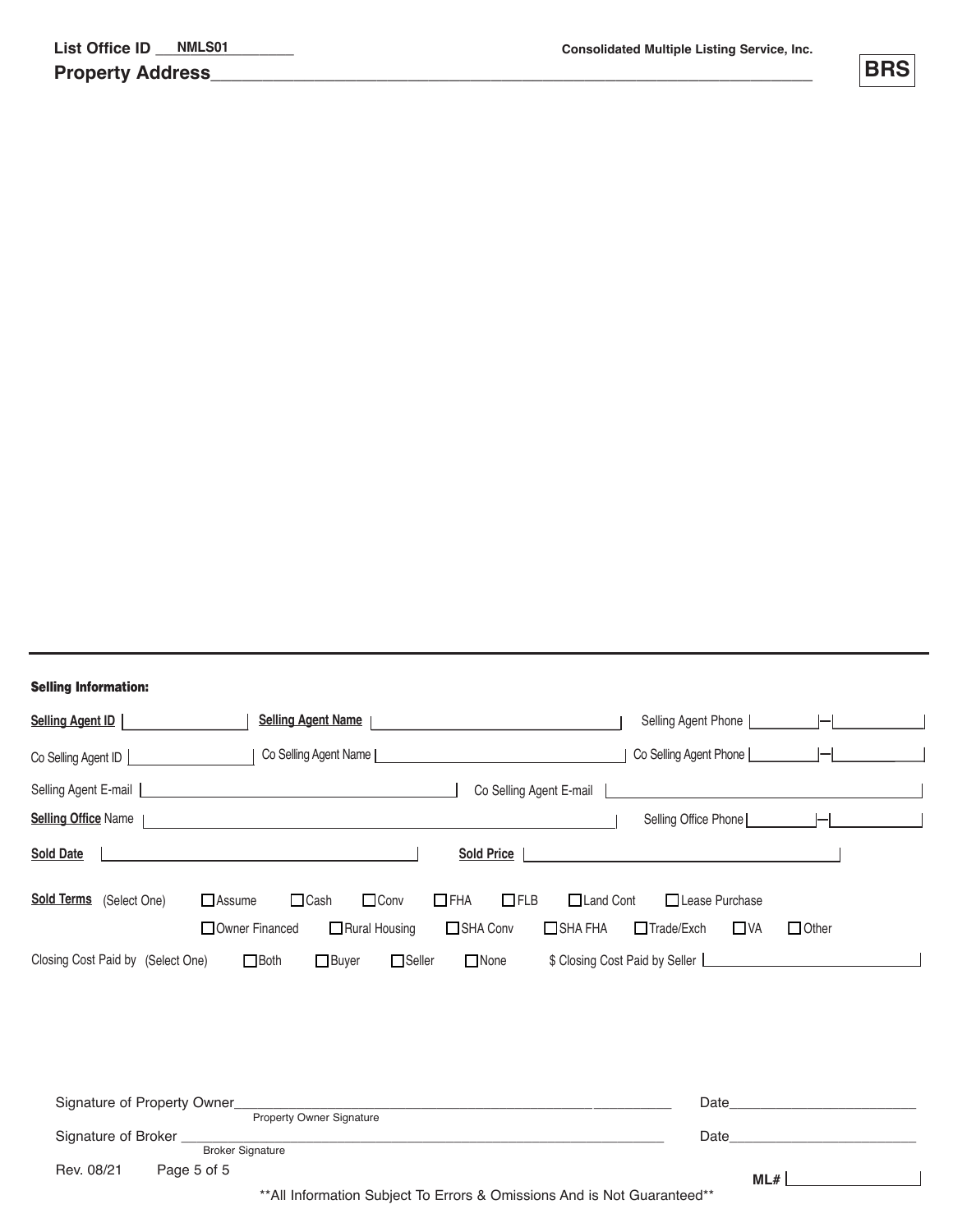**List Office ID** NMLS01

**Consolidated Multiple Listing Service, Inc.**

**Property Address**\_\_\_\_\_\_\_\_\_\_\_\_\_\_\_\_\_\_\_\_\_\_\_\_\_\_\_\_\_\_\_\_\_\_\_\_\_\_\_\_\_\_\_\_

**BRS**

---

**Selling Information:**

**Selling Agent ID** \_\_\_\_\_\_\_\_\_\_ **Selling Agent Name** \_\_\_\_\_\_\_\_\_\_\_\_\_\_\_\_\_\_\_\_ Selling Agent Phone \_\_\_\_\_\_-\_\_\_\_\_\_

Co Selling Agent ID \_\_\_\_\_\_\_\_\_\_ Co Selling Agent Name \_\_\_\_\_\_\_\_\_\_\_\_\_\_\_\_\_\_\_\_ Co Selling Agent Phone \_\_\_\_\_\_-\_\_\_\_\_\_

Selling Agent E-mail \_\_\_\_\_\_\_\_\_\_\_\_\_\_\_\_\_\_\_\_ Co Selling Agent E-mail \_\_\_\_\_\_\_\_\_\_\_\_\_\_\_\_\_\_\_\_

**Selling Office** Name \_\_\_\_\_\_\_\_\_\_\_\_\_\_\_\_\_\_\_\_\_\_\_\_\_\_\_\_\_\_ Selling Office Phone \_\_\_\_\_\_-\_\_\_\_\_\_

**Sold Date** \_\_\_\_\_\_\_\_\_\_\_\_\_\_\_\_\_\_\_\_ **Sold Price** \_\_\_\_\_\_\_\_\_\_\_\_\_\_\_\_\_\_\_\_

**Sold Terms** (Select One)
☐ Assume ☐ Cash ☐ Conv ☐ FHA ☐ FLB ☐ Land Cont ☐ Lease Purchase
☐ Owner Financed ☐ Rural Housing ☐ SHA Conv ☐ SHA FHA ☐ Trade/Exch ☐ VA ☐ Other

Closing Cost Paid by (Select One) ☐ Both ☐ Buyer ☐ Seller ☐ None $ Closing Cost Paid by Seller \_\_\_\_\_\_\_\_\_\_\_\_\_\_\_\_\_\_\_\_

Signature of Property Owner\_\_\_\_\_\_\_\_\_\_\_\_\_\_\_\_\_\_\_\_\_\_\_\_\_\_\_\_\_\_\_\_\_\_\_\_\_\_\_\_ Date\_\_\_\_\_\_\_\_\_\_\_\_\_\_\_\_\_\_\_\_
Property Owner Signature

Signature of Broker \_\_\_\_\_\_\_\_\_\_\_\_\_\_\_\_\_\_\_\_\_\_\_\_\_\_\_\_\_\_\_\_\_\_\_\_\_\_\_\_ Date\_\_\_\_\_\_\_\_\_\_\_\_\_\_\_\_\_\_\_\_
Broker Signature

Rev. 08/21

**ML#** \_\_\_\_\_\_\_\_\_\_\_\_\_\_\_\_\_\_\_\_

\*\*All Information Subject To Errors & Omissions And is Not Guaranteed\*\*